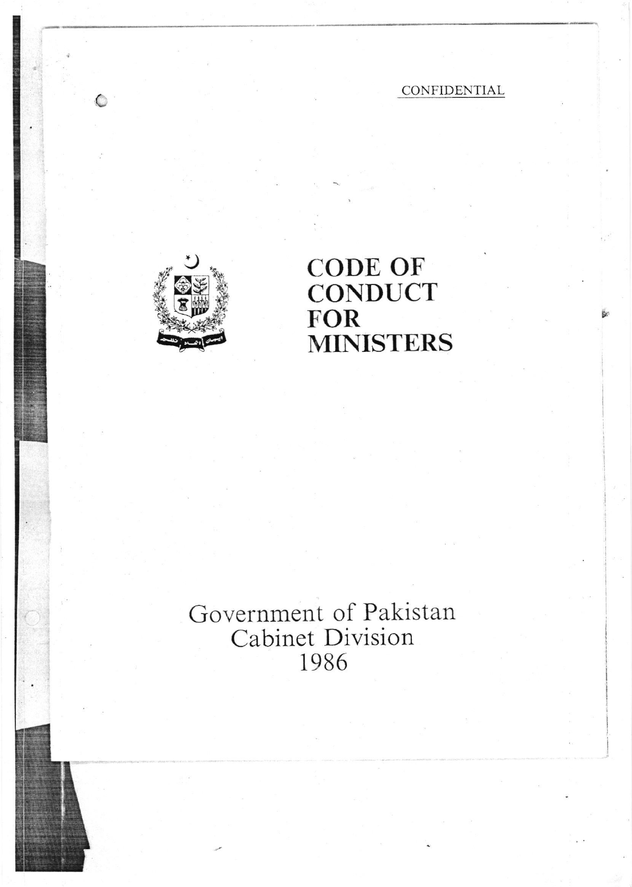CONFIDENTIAL

# CODE OF CONDUCT FOR MINISTERS

Government of Pakistan
Cabinet Division
1986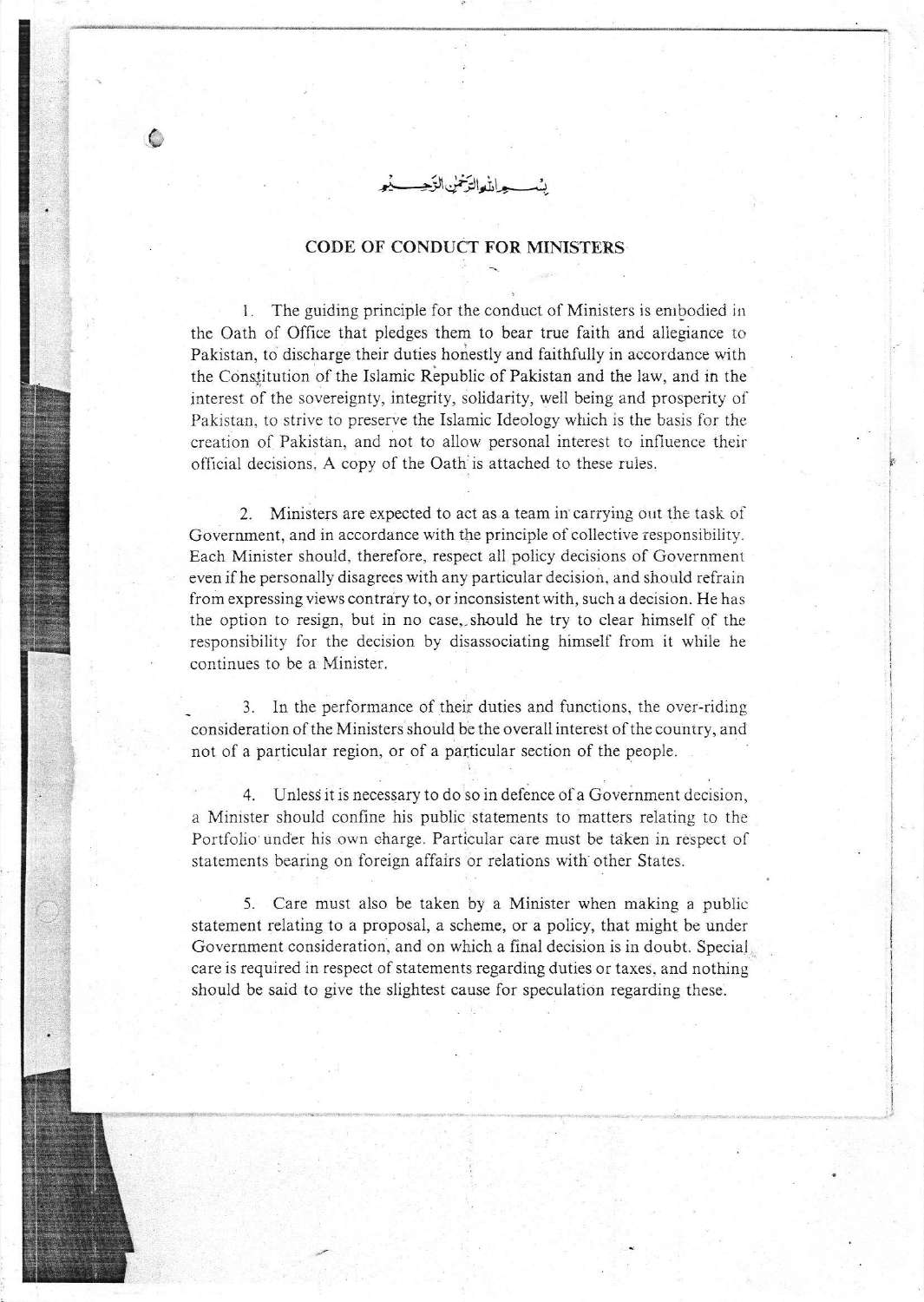بِسۡمِ اللّٰہِ الرَّحۡمٰنِ الرَّحِیۡمِ

## CODE OF CONDUCT FOR MINISTERS

1. The guiding principle for the conduct of Ministers is embodied in the Oath of Office that pledges them to bear true faith and allegiance to Pakistan, to discharge their duties honestly and faithfully in accordance with the Constitution of the Islamic Republic of Pakistan and the law, and in the interest of the sovereignty, integrity, solidarity, well being and prosperity of Pakistan, to strive to preserve the Islamic Ideology which is the basis for the creation of Pakistan, and not to allow personal interest to influence their official decisions. A copy of the Oath is attached to these rules.

2. Ministers are expected to act as a team in carrying out the task of Government, and in accordance with the principle of collective responsibility. Each Minister should, therefore, respect all policy decisions of Government even if he personally disagrees with any particular decision, and should refrain from expressing views contrary to, or inconsistent with, such a decision. He has the option to resign, but in no case, should he try to clear himself of the responsibility for the decision by disassociating himself from it while he continues to be a Minister.

3. In the performance of their duties and functions, the over-riding consideration of the Ministers should be the overall interest of the country, and not of a particular region, or of a particular section of the people.

4. Unless it is necessary to do so in defence of a Government decision, a Minister should confine his public statements to matters relating to the Portfolio under his own charge. Particular care must be taken in respect of statements bearing on foreign affairs or relations with other States.

5. Care must also be taken by a Minister when making a public statement relating to a proposal, a scheme, or a policy, that might be under Government consideration, and on which a final decision is in doubt. Special care is required in respect of statements regarding duties or taxes, and nothing should be said to give the slightest cause for speculation regarding these.